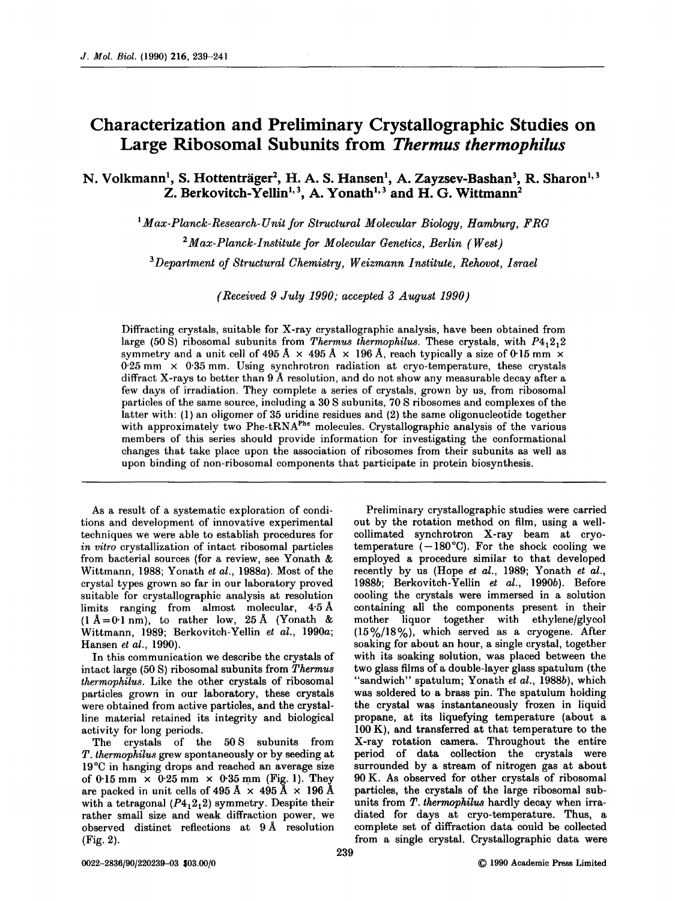# Characterization and Preliminary Crystallographic Studies on Large Ribosomal Subunits from *Thermus thermophilus*

N. Volkmann[1], S. Hottenträger[2], H. A. S. Hansen[1], A. Zayzsev-Bashan[3], R. Sharon[1,3] Z. Berkovitch-Yellin[1,3], A. Yonath[1,3] and H. G. Wittmann[2]

[1] *Max-Planck-Research-Unit for Structural Molecular Biology, Hamburg, FRG*

[2] *Max-Planck-Institute for Molecular Genetics, Berlin (West)*

[3] *Department of Structural Chemistry, Weizmann Institute, Rehovot, Israel*

*(Received 9 July 1990; accepted 3 August 1990)*

Diffracting crystals, suitable for X-ray crystallographic analysis, have been obtained from large (50 S) ribosomal subunits from *Thermus thermophilus*. These crystals, with $P4_12_12$ symmetry and a unit cell of 495 Å × 495 Å × 196 Å, reach typically a size of 0·15 mm × 0·25 mm × 0·35 mm. Using synchrotron radiation at cryo-temperature, these crystals diffract X-rays to better than 9 Å resolution, and do not show any measurable decay after a few days of irradiation. They complete a series of crystals, grown by us, from ribosomal particles of the same source, including a 30 S subunits, 70 S ribosomes and complexes of the latter with: (1) an oligomer of 35 uridine residues and (2) the same oligonucleotide together with approximately two $Phe\text{-}tRNA^{Phe}$ molecules. Crystallographic analysis of the various members of this series should provide information for investigating the conformational changes that take place upon the association of ribosomes from their subunits as well as upon binding of non-ribosomal components that participate in protein biosynthesis.

---

As a result of a systematic exploration of conditions and development of innovative experimental techniques we were able to establish procedures for *in vitro* crystallization of intact ribosomal particles from bacterial sources (for a review, see Yonath & Wittmann, 1988; Yonath *et al.*, 1988*a*). Most of the crystal types grown so far in our laboratory proved suitable for crystallographic analysis at resolution limits ranging from almost molecular, 4·5 Å (1 Å = 0·1 nm), to rather low, 25 Å (Yonath & Wittmann, 1989; Berkovitch-Yellin *et al.*, 1990*a*; Hansen *et al.*, 1990).

In this communication we describe the crystals of intact large (50 S) ribosomal subunits from *Thermus thermophilus*. Like the other crystals of ribosomal particles grown in our laboratory, these crystals were obtained from active particles, and the crystalline material retained its integrity and biological activity for long periods.

The crystals of the 50 S subunits from *T. thermophilus* grew spontaneously or by seeding at 19°C in hanging drops and reached an average size of 0·15 mm × 0·25 mm × 0·35 mm (Fig. 1). They are packed in unit cells of 495 Å × 495 Å × 196 Å with a tetragonal ($P4_12_12$) symmetry. Despite their rather small size and weak diffraction power, we observed distinct reflections at 9 Å resolution (Fig. 2).

Preliminary crystallographic studies were carried out by the rotation method on film, using a well-collimated synchrotron X-ray beam at cryo-temperature (−180°C). For the shock cooling we employed a procedure similar to that developed recently by us (Hope *et al.*, 1989; Yonath *et al.*, 1988*b*; Berkovitch-Yellin *et al.*, 1990*b*). Before cooling the crystals were immersed in a solution containing all the components present in their mother liquor together with ethylene/glycol (15%/18%), which served as a cryogene. After soaking for about an hour, a single crystal, together with its soaking solution, was placed between the two glass films of a double-layer glass spatulum (the "sandwich" spatulum; Yonath *et al.*, 1988*b*), which was soldered to a brass pin. The spatulum holding the crystal was instantaneously frozen in liquid propane, at its liquefying temperature (about a 100 K), and transferred at that temperature to the X-ray rotation camera. Throughout the entire period of data collection the crystals were surrounded by a stream of nitrogen gas at about 90 K. As observed for other crystals of ribosomal particles, the crystals of the large ribosomal subunits from *T. thermophilus* hardly decay when irradiated for days at cryo-temperature. Thus, a complete set of diffraction data could be collected from a single crystal. Crystallographic data were

0022-2836/90/220239-03 $03.00/0

© 1990 Academic Press Limited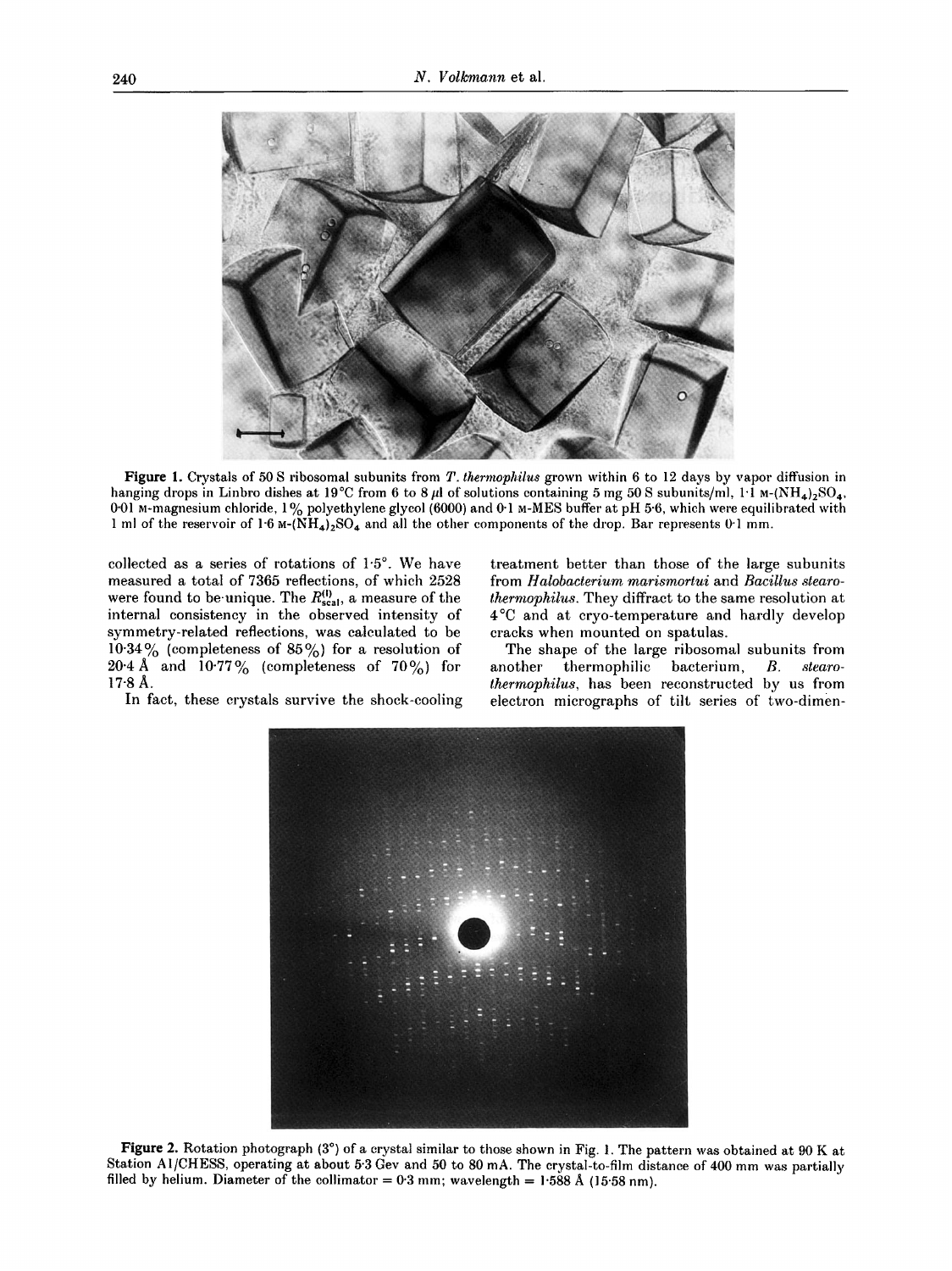**Figure 1.** Crystals of 50 S ribosomal subunits from *T. thermophilus* grown within 6 to 12 days by vapor diffusion in hanging drops in Linbro dishes at 19°C from 6 to 8 μl of solutions containing 5 mg 50 S subunits/ml, 1·1 M-$(NH_4)_2SO_4$, 0·01 M-magnesium chloride, 1% polyethylene glycol (6000) and 0·1 M-MES buffer at pH 5·6, which were equilibrated with 1 ml of the reservoir of 1·6 M-$(NH_4)_2SO_4$ and all the other components of the drop. Bar represents 0·1 mm.

collected as a series of rotations of 1·5°. We have measured a total of 7365 reflections, of which 2528 were found to be unique. The $R_{scal}^{(I)}$, a measure of the internal consistency in the observed intensity of symmetry-related reflections, was calculated to be 10·34% (completeness of 85%) for a resolution of 20·4 Å and 10·77% (completeness of 70%) for 17·8 Å.

In fact, these crystals survive the shock-cooling treatment better than those of the large subunits from *Halobacterium marismortui* and *Bacillus stearothermophilus*. They diffract to the same resolution at 4°C and at cryo-temperature and hardly develop cracks when mounted on spatulas.

The shape of the large ribosomal subunits from another thermophilic bacterium, *B. stearothermophilus*, has been reconstructed by us from electron micrographs of tilt series of two-dimen-

**Figure 2.** Rotation photograph (3°) of a crystal similar to those shown in Fig. 1. The pattern was obtained at 90 K at Station A1/CHESS, operating at about 5·3 Gev and 50 to 80 mA. The crystal-to-film distance of 400 mm was partially filled by helium. Diameter of the collimator = 0·3 mm; wavelength = 1·588 Å (15·58 nm).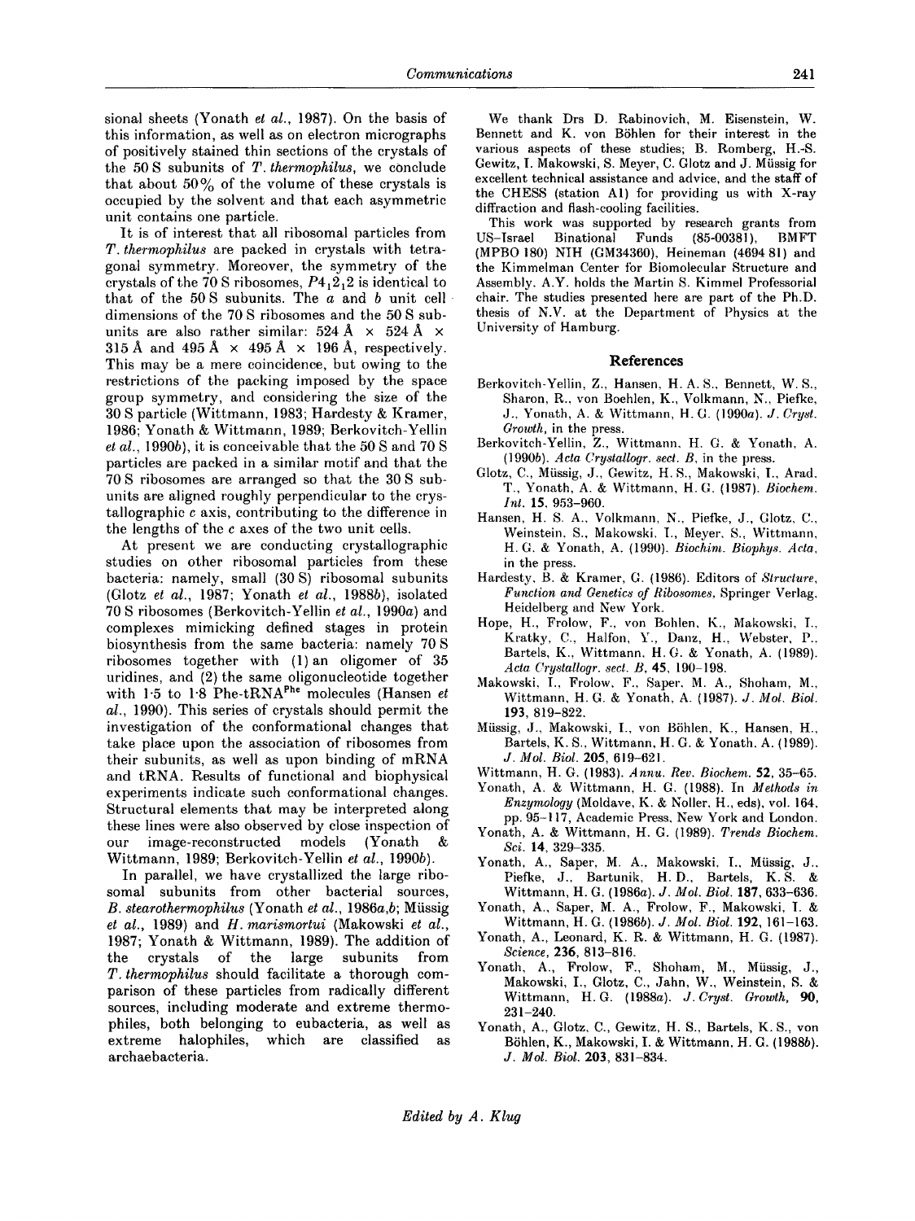sional sheets (Yonath *et al.*, 1987). On the basis of this information, as well as on electron micrographs of positively stained thin sections of the crystals of the 50 S subunits of *T. thermophilus*, we conclude that about 50% of the volume of these crystals is occupied by the solvent and that each asymmetric unit contains one particle.

It is of interest that all ribosomal particles from *T. thermophilus* are packed in crystals with tetragonal symmetry. Moreover, the symmetry of the crystals of the 70 S ribosomes, $P4_12_12$ is identical to that of the 50 S subunits. The *a* and *b* unit cell dimensions of the 70 S ribosomes and the 50 S subunits are also rather similar: 524 Å × 524 Å × 315 Å and 495 Å × 495 Å × 196 Å, respectively. This may be a mere coincidence, but owing to the restrictions of the packing imposed by the space group symmetry, and considering the size of the 30 S particle (Wittmann, 1983; Hardesty & Kramer, 1986; Yonath & Wittmann, 1989; Berkovitch-Yellin *et al.*, 1990*b*), it is conceivable that the 50 S and 70 S particles are packed in a similar motif and that the 70 S ribosomes are arranged so that the 30 S subunits are aligned roughly perpendicular to the crystallographic *c* axis, contributing to the difference in the lengths of the *c* axes of the two unit cells.

At present we are conducting crystallographic studies on other ribosomal particles from these bacteria: namely, small (30 S) ribosomal subunits (Glotz *et al.*, 1987; Yonath *et al.*, 1988*b*), isolated 70 S ribosomes (Berkovitch-Yellin *et al.*, 1990*a*) and complexes mimicking defined stages in protein biosynthesis from the same bacteria: namely 70 S ribosomes together with (1) an oligomer of 35 uridines, and (2) the same oligonucleotide together with 1·5 to 1·8 Phe-$tRNA^{Phe}$ molecules (Hansen *et al.*, 1990). This series of crystals should permit the investigation of the conformational changes that take place upon the association of ribosomes from their subunits, as well as upon binding of mRNA and tRNA. Results of functional and biophysical experiments indicate such conformational changes. Structural elements that may be interpreted along these lines were also observed by close inspection of our image-reconstructed models (Yonath & Wittmann, 1989; Berkovitch-Yellin *et al.*, 1990*b*).

In parallel, we have crystallized the large ribosomal subunits from other bacterial sources, *B. stearothermophilus* (Yonath *et al.*, 1986*a*,*b*; Müssig *et al.*, 1989) and *H. marismortui* (Makowski *et al.*, 1987; Yonath & Wittmann, 1989). The addition of the crystals of the large subunits from *T. thermophilus* should facilitate a thorough comparison of these particles from radically different sources, including moderate and extreme thermophiles, both belonging to eubacteria, as well as extreme halophiles, which are classified as archaebacteria.

We thank Drs D. Rabinovich, M. Eisenstein, W. Bennett and K. von Böhlen for their interest in the various aspects of these studies; B. Romberg, H.-S. Gewitz, I. Makowski, S. Meyer, C. Glotz and J. Müssig for excellent technical assistance and advice, and the staff of the CHESS (station A1) for providing us with X-ray diffraction and flash-cooling facilities.

This work was supported by research grants from US–Israel Binational Funds (85-00381), BMFT (MPBO 180) NIH (GM34360), Heineman (4694 81) and the Kimmelman Center for Biomolecular Structure and Assembly. A.Y. holds the Martin S. Kimmel Professorial chair. The studies presented here are part of the Ph.D. thesis of N.V. at the Department of Physics at the University of Hamburg.

## References

Berkovitch-Yellin, Z., Hansen, H. A. S., Bennett, W. S., Sharon, R., von Boehlen, K., Volkmann, N., Piefke, J., Yonath, A. & Wittmann, H. G. (1990*a*). *J. Cryst. Growth*, in the press.

Berkovitch-Yellin, Z., Wittmann, H. G. & Yonath, A. (1990*b*). *Acta Crystallogr. sect. B*, in the press.

Glotz, C., Müssig, J., Gewitz, H. S., Makowski, I., Arad, T., Yonath, A. & Wittmann, H. G. (1987). *Biochem. Int.* **15**, 953–960.

Hansen, H. S. A., Volkmann, N., Piefke, J., Glotz, C., Weinstein, S., Makowski, I., Meyer, S., Wittmann, H. G. & Yonath, A. (1990). *Biochim. Biophys. Acta*, in the press.

Hardesty, B. & Kramer, G. (1986). Editors of *Structure, Function and Genetics of Ribosomes*, Springer Verlag, Heidelberg and New York.

Hope, H., Frolow, F., von Bohlen, K., Makowski, I., Kratky, C., Halfon, Y., Danz, H., Webster, P., Bartels, K., Wittmann, H. G. & Yonath, A. (1989). *Acta Crystallogr. sect. B*, **45**, 190–198.

Makowski, I., Frolow, F., Saper, M. A., Shoham, M., Wittmann, H. G. & Yonath, A. (1987). *J. Mol. Biol.* **193**, 819–822.

Müssig, J., Makowski, I., von Böhlen, K., Hansen, H., Bartels, K. S., Wittmann, H. G. & Yonath, A. (1989). *J. Mol. Biol.* **205**, 619–621.

Wittmann, H. G. (1983). *Annu. Rev. Biochem.* **52**, 35–65.

Yonath, A. & Wittmann, H. G. (1988). In *Methods in Enzymology* (Moldave, K. & Noller, H., eds), vol. 164, pp. 95–117, Academic Press, New York and London.

Yonath, A. & Wittmann, H. G. (1989). *Trends Biochem. Sci.* **14**, 329–335.

Yonath, A., Saper, M. A., Makowski, I., Müssig, J., Piefke, J., Bartunik, H. D., Bartels, K. S. & Wittmann, H. G. (1986*a*). *J. Mol. Biol.* **187**, 633–636.

Yonath, A., Saper, M. A., Frolow, F., Makowski, I. & Wittmann, H. G. (1986*b*). *J. Mol. Biol.* **192**, 161–163.

Yonath, A., Leonard, K. R. & Wittmann, H. G. (1987). *Science*, **236**, 813–816.

Yonath, A., Frolow, F., Shoham, M., Müssig, J., Makowski, I., Glotz, C., Jahn, W., Weinstein, S. & Wittmann, H. G. (1988*a*). *J. Cryst. Growth*, **90**, 231–240.

Yonath, A., Glotz, C., Gewitz, H. S., Bartels, K. S., von Böhlen, K., Makowski, I. & Wittmann, H. G. (1988*b*). *J. Mol. Biol.* **203**, 831–834.

*Edited by A. Klug*